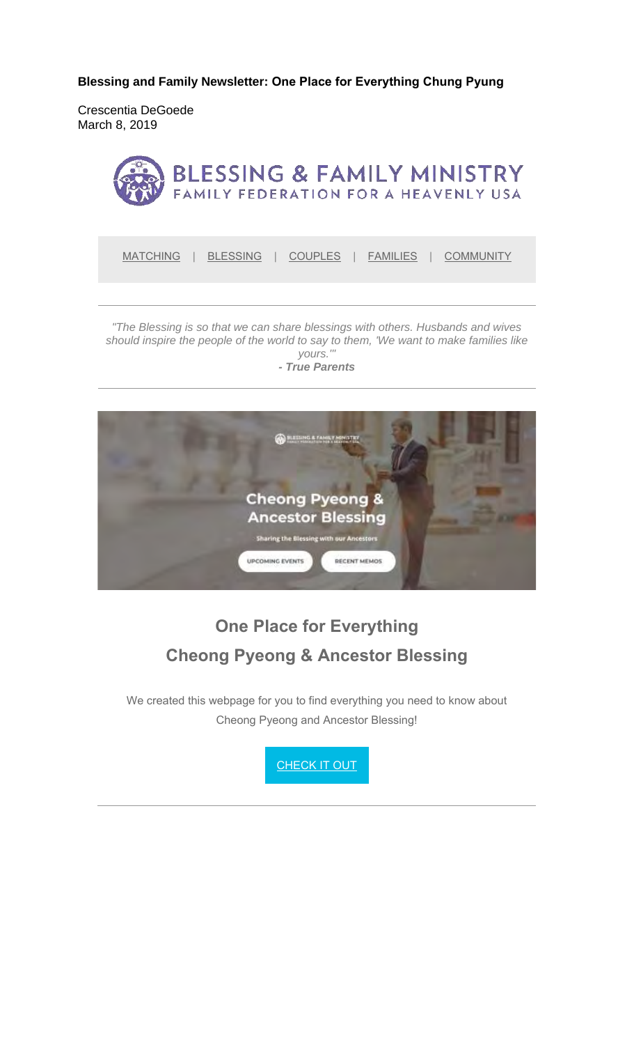**Blessing and Family Newsletter: One Place for Everything Chung Pyung**

Crescentia DeGoede
March 8, 2019

BLESSING & FAMILY MINISTRY
FAMILY FEDERATION FOR A HEAVENLY USA

MATCHING | BLESSING | COUPLES | FAMILIES | COMMUNITY

---

*"The Blessing is so that we can share blessings with others. Husbands and wives should inspire the people of the world to say to them, 'We want to make families like yours.'"*
***- True Parents***

---

## One Place for Everything
## Cheong Pyeong & Ancestor Blessing

We created this webpage for you to find everything you need to know about Cheong Pyeong and Ancestor Blessing!

CHECK IT OUT

---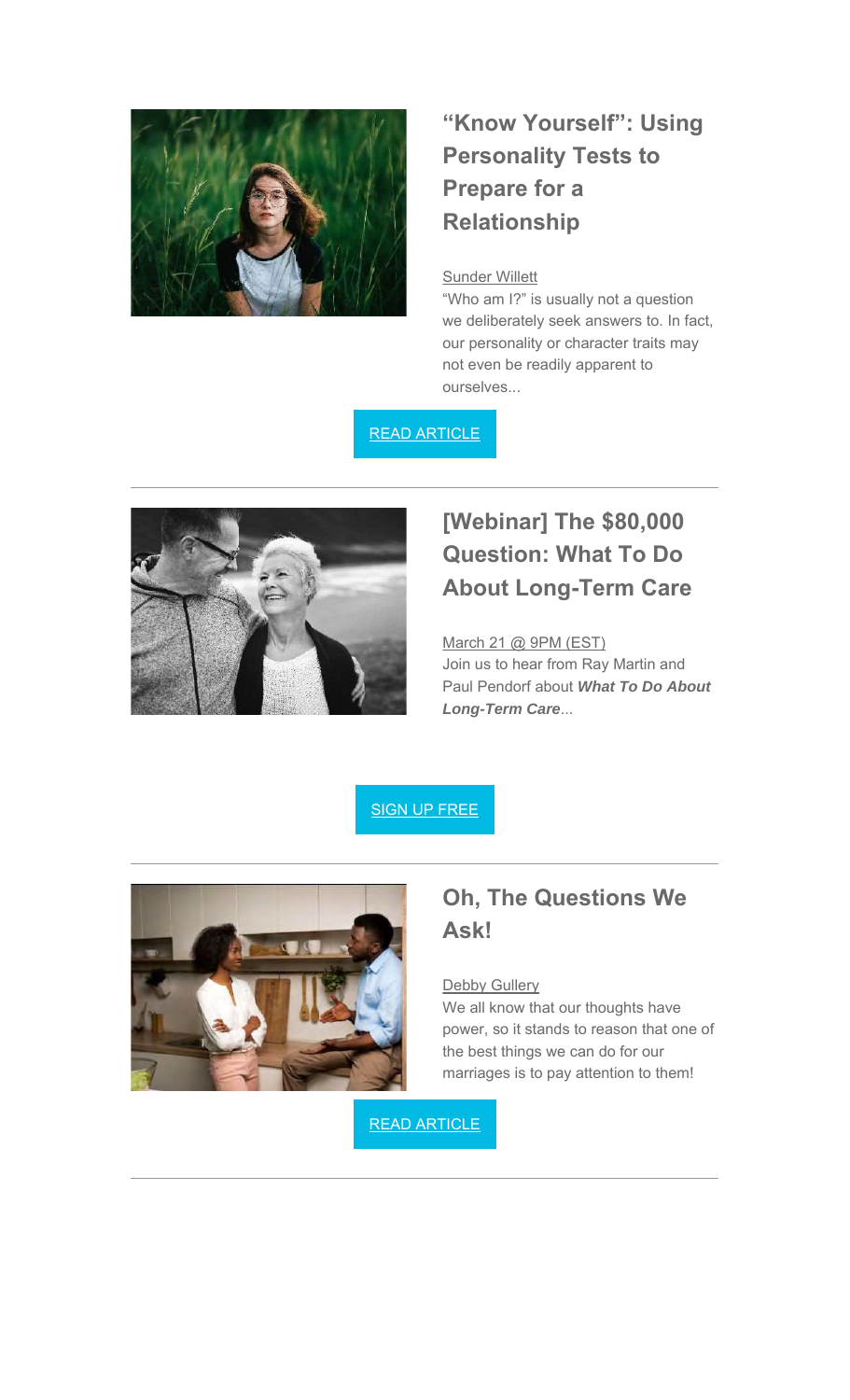## "Know Yourself": Using Personality Tests to Prepare for a Relationship

Sunder Willett

"Who am I?" is usually not a question we deliberately seek answers to. In fact, our personality or character traits may not even be readily apparent to ourselves...

READ ARTICLE

---

## [Webinar] The $80,000 Question: What To Do About Long-Term Care

March 21 @ 9PM (EST)

Join us to hear from Ray Martin and Paul Pendorf about ***What To Do About Long-Term Care***...

SIGN UP FREE

---

## Oh, The Questions We Ask!

Debby Gullery

We all know that our thoughts have power, so it stands to reason that one of the best things we can do for our marriages is to pay attention to them!

READ ARTICLE

---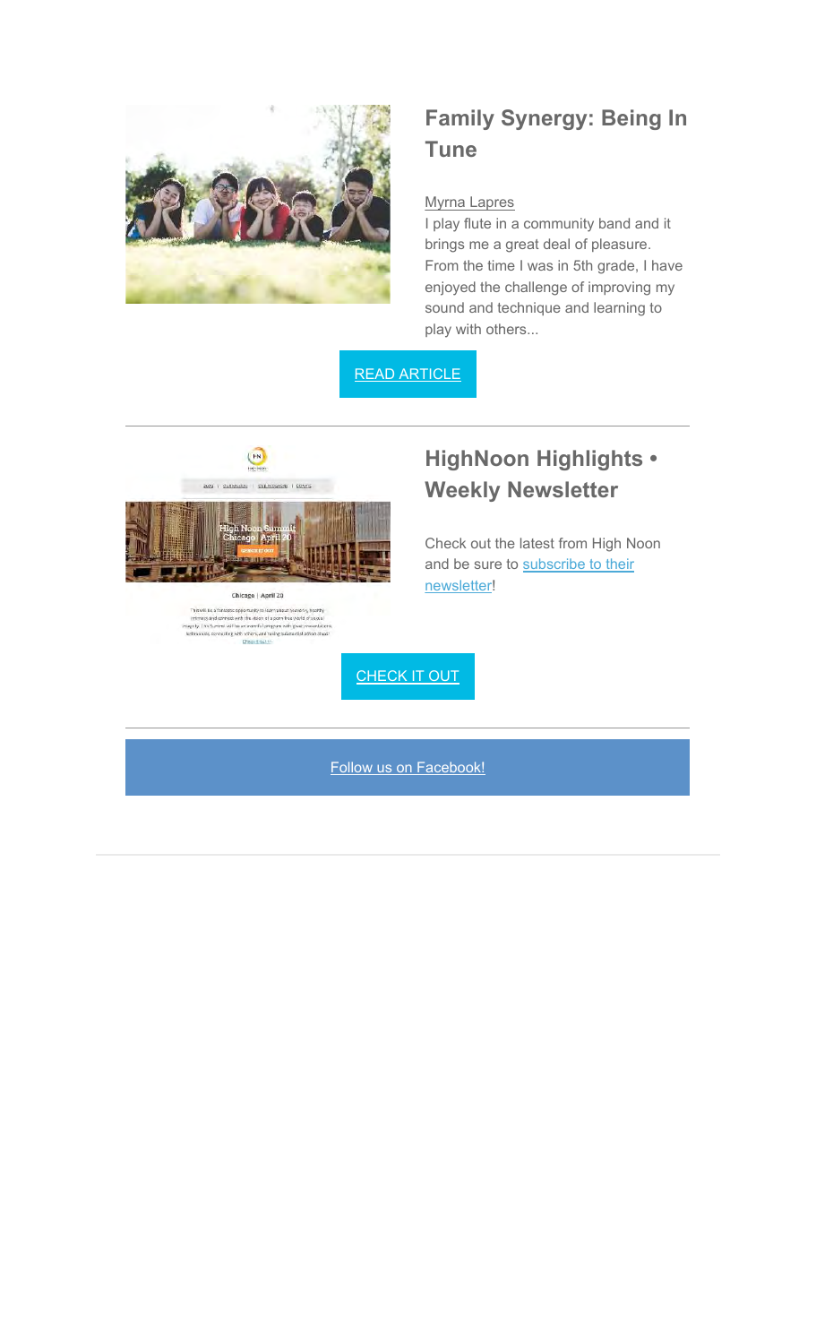## Family Synergy: Being In Tune

Myrna Lapres

I play flute in a community band and it brings me a great deal of pleasure. From the time I was in 5th grade, I have enjoyed the challenge of improving my sound and technique and learning to play with others...

READ ARTICLE

---

## HighNoon Highlights • Weekly Newsletter

Check out the latest from High Noon and be sure to subscribe to their newsletter!

CHECK IT OUT

---

Follow us on Facebook!